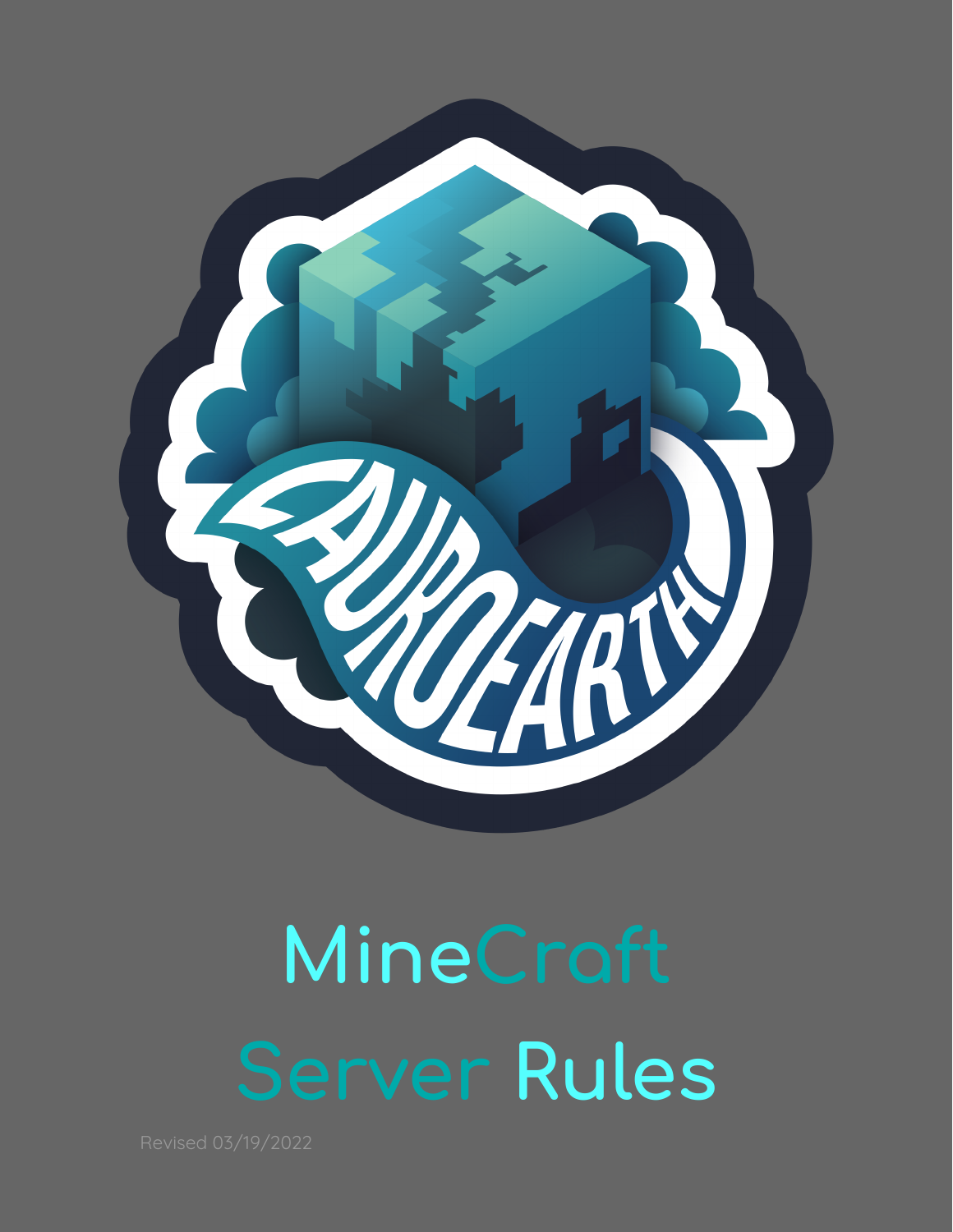# MineCraft Server Rules

Revised 03/19/2022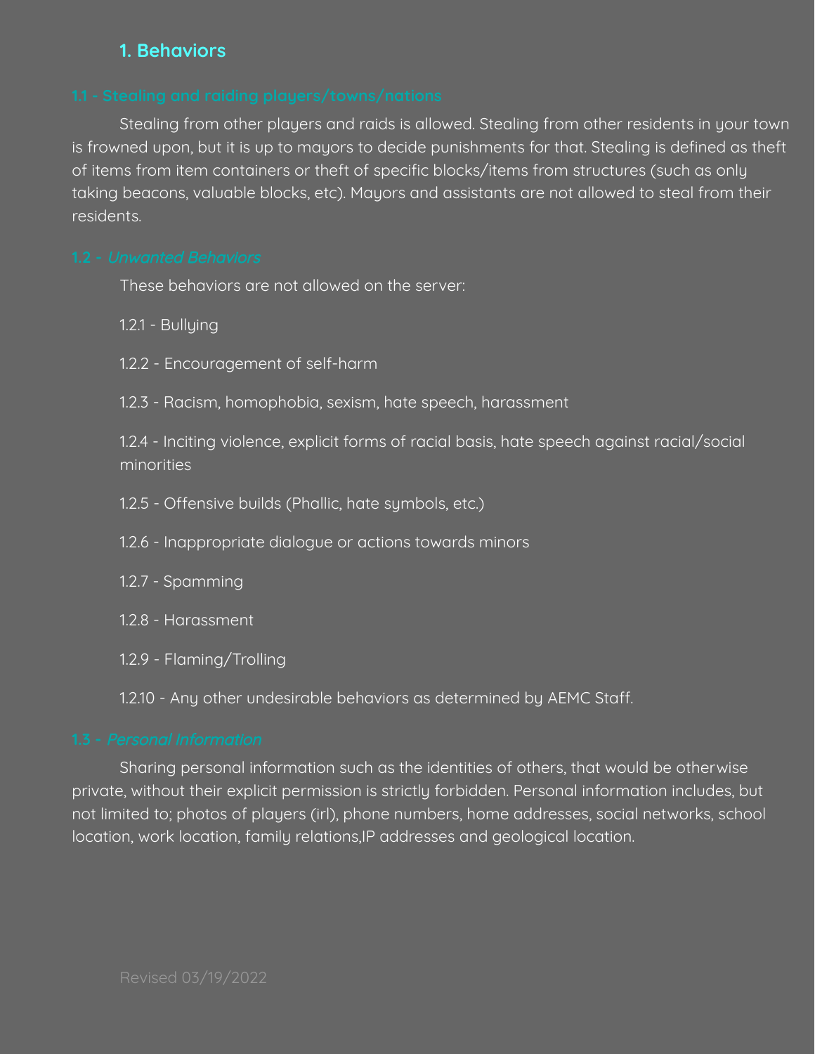## 1. Behaviors

### 1.1 - Stealing and raiding players/towns/nations

Stealing from other players and raids is allowed. Stealing from other residents in your town is frowned upon, but it is up to mayors to decide punishments for that. Stealing is defined as theft of items from item containers or theft of specific blocks/items from structures (such as only taking beacons, valuable blocks, etc). Mayors and assistants are not allowed to steal from their residents.

### 1.2 - *Unwanted Behaviors*

These behaviors are not allowed on the server:

1.2.1 - Bullying

1.2.2 - Encouragement of self-harm

1.2.3 - Racism, homophobia, sexism, hate speech, harassment

1.2.4 - Inciting violence, explicit forms of racial basis, hate speech against racial/social minorities

1.2.5 - Offensive builds (Phallic, hate symbols, etc.)

1.2.6 - Inappropriate dialogue or actions towards minors

1.2.7 - Spamming

1.2.8 - Harassment

1.2.9 - Flaming/Trolling

1.2.10 - Any other undesirable behaviors as determined by AEMC Staff.

### 1.3 - *Personal Information*

Sharing personal information such as the identities of others, that would be otherwise private, without their explicit permission is strictly forbidden. Personal information includes, but not limited to; photos of players (irl), phone numbers, home addresses, social networks, school location, work location, family relations,IP addresses and geological location.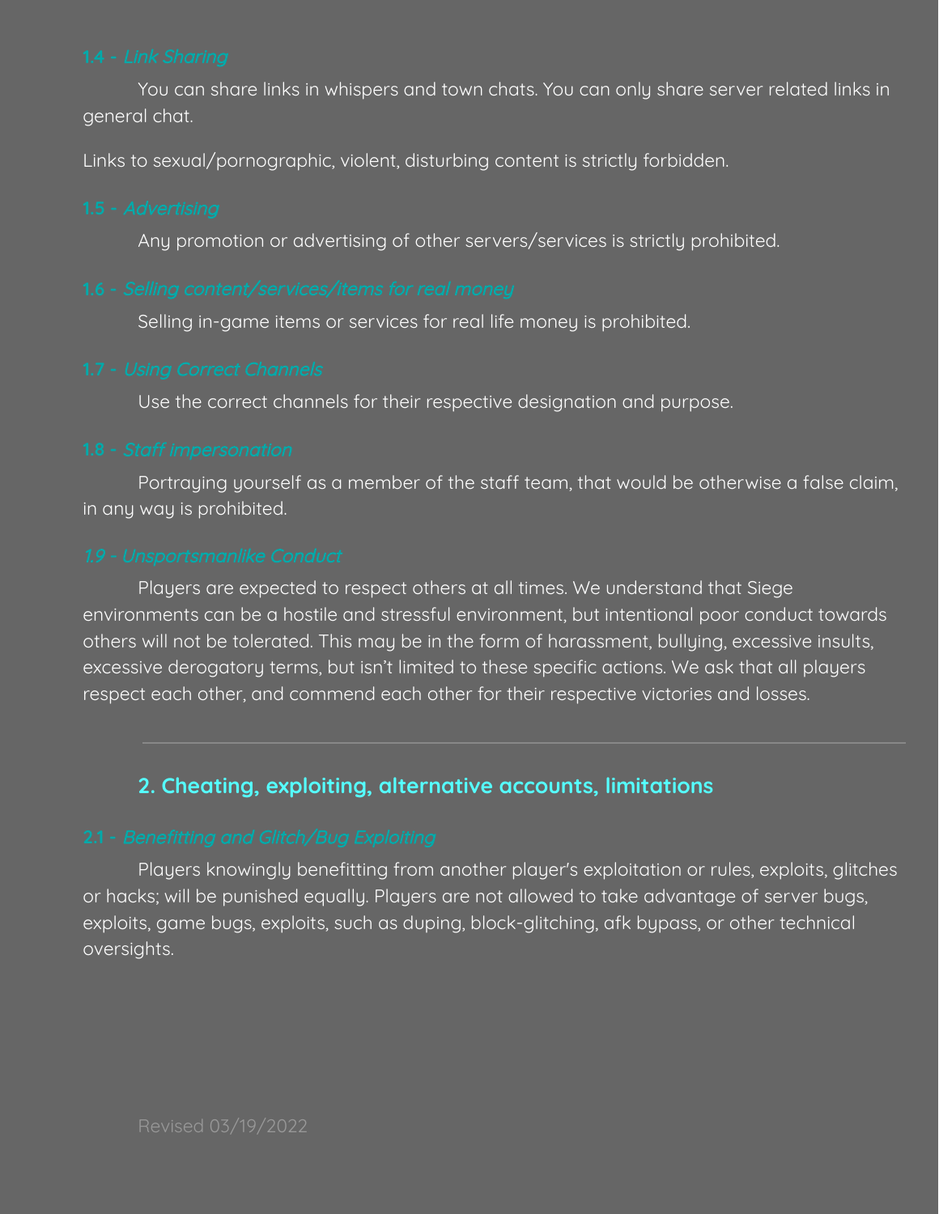### 1.4 - *Link Sharing*

You can share links in whispers and town chats. You can only share server related links in general chat.

Links to sexual/pornographic, violent, disturbing content is strictly forbidden.

### 1.5 - *Advertising*

Any promotion or advertising of other servers/services is strictly prohibited.

### 1.6 - *Selling content/services/items for real money*

Selling in-game items or services for real life money is prohibited.

### 1.7 - *Using Correct Channels*

Use the correct channels for their respective designation and purpose.

### 1.8 - *Staff impersonation*

Portraying yourself as a member of the staff team, that would be otherwise a false claim, in any way is prohibited.

### *1.9 - Unsportsmanlike Conduct*

Players are expected to respect others at all times. We understand that Siege environments can be a hostile and stressful environment, but intentional poor conduct towards others will not be tolerated. This may be in the form of harassment, bullying, excessive insults, excessive derogatory terms, but isn't limited to these specific actions. We ask that all players respect each other, and commend each other for their respective victories and losses.

---

## 2. Cheating, exploiting, alternative accounts, limitations

### 2.1 - *Benefitting and Glitch/Bug Exploiting*

Players knowingly benefitting from another player's exploitation or rules, exploits, glitches or hacks; will be punished equally. Players are not allowed to take advantage of server bugs, exploits, game bugs, exploits, such as duping, block-glitching, afk bypass, or other technical oversights.

Revised 03/19/2022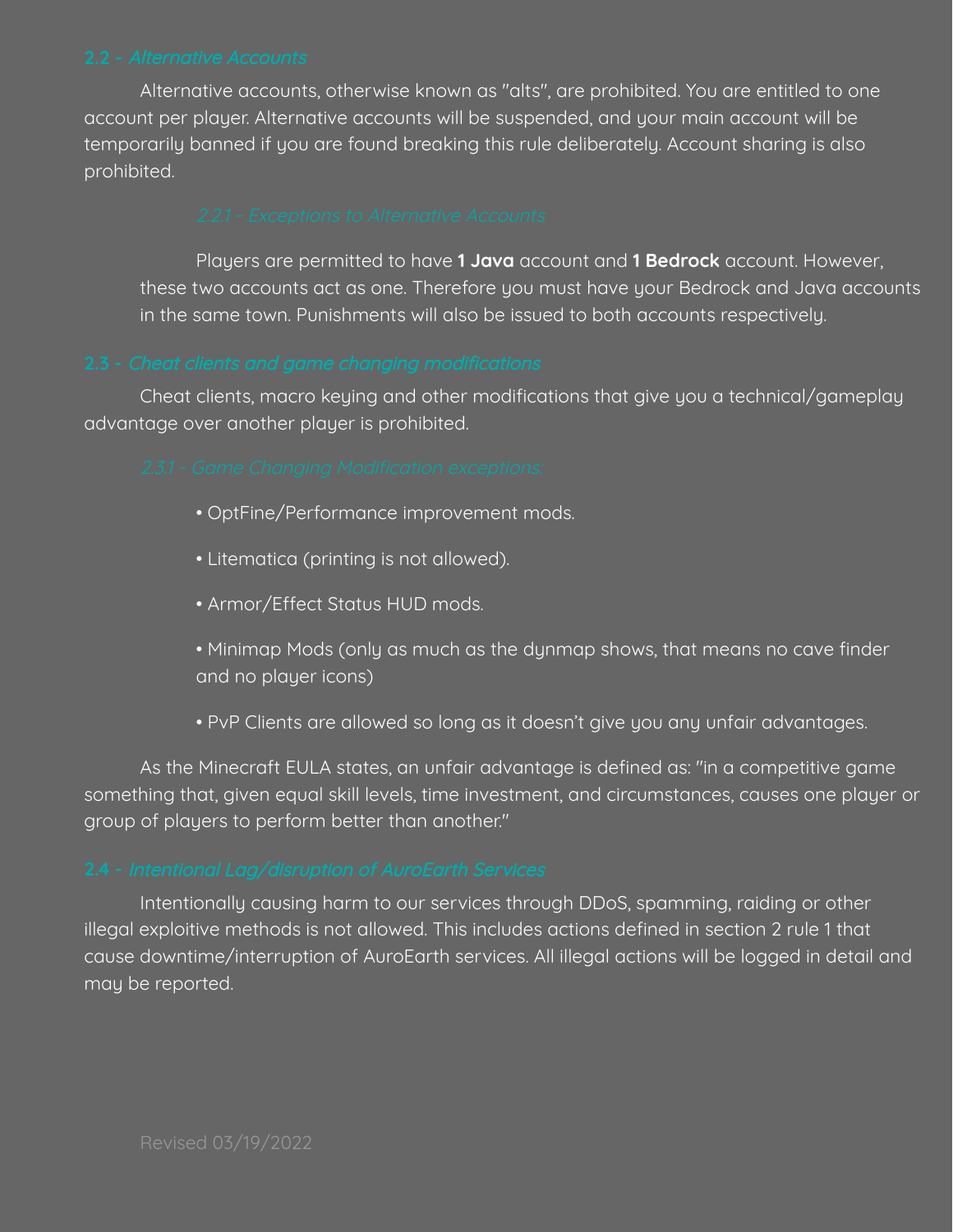## 2.2 - *Alternative Accounts*

Alternative accounts, otherwise known as "alts", are prohibited. You are entitled to one account per player. Alternative accounts will be suspended, and your main account will be temporarily banned if you are found breaking this rule deliberately. Account sharing is also prohibited.

### *2.2.1 - Exceptions to Alternative Accounts*

Players are permitted to have **1 Java** account and **1 Bedrock** account. However, these two accounts act as one. Therefore you must have your Bedrock and Java accounts in the same town. Punishments will also be issued to both accounts respectively.

## 2.3 - *Cheat clients and game changing modifications*

Cheat clients, macro keying and other modifications that give you a technical/gameplay advantage over another player is prohibited.

### *2.3.1 - Game Changing Modification exceptions:*

- OptFine/Performance improvement mods.
- Litematica (printing is not allowed).
- Armor/Effect Status HUD mods.
- Minimap Mods (only as much as the dynmap shows, that means no cave finder and no player icons)
- PvP Clients are allowed so long as it doesn't give you any unfair advantages.

As the Minecraft EULA states, an unfair advantage is defined as: "in a competitive game something that, given equal skill levels, time investment, and circumstances, causes one player or group of players to perform better than another."

## 2.4 - *Intentional Lag/disruption of AuroEarth Services*

Intentionally causing harm to our services through DDoS, spamming, raiding or other illegal exploitive methods is not allowed. This includes actions defined in section 2 rule 1 that cause downtime/interruption of AuroEarth services. All illegal actions will be logged in detail and may be reported.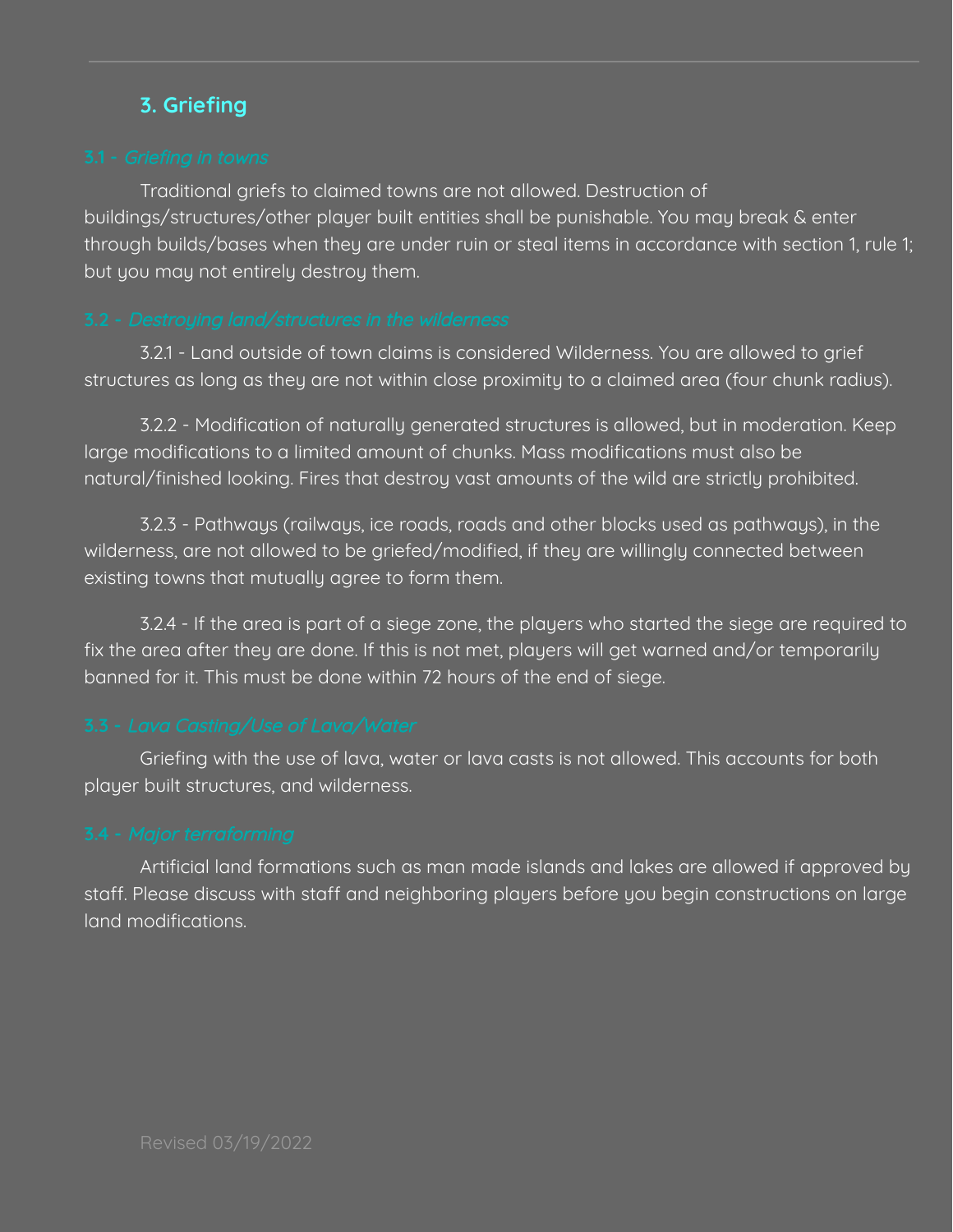## 3. Griefing

### 3.1 - *Griefing in towns*

Traditional griefs to claimed towns are not allowed. Destruction of buildings/structures/other player built entities shall be punishable. You may break & enter through builds/bases when they are under ruin or steal items in accordance with section 1, rule 1; but you may not entirely destroy them.

### 3.2 - *Destroying land/structures in the wilderness*

3.2.1 - Land outside of town claims is considered Wilderness. You are allowed to grief structures as long as they are not within close proximity to a claimed area (four chunk radius).

3.2.2 - Modification of naturally generated structures is allowed, but in moderation. Keep large modifications to a limited amount of chunks. Mass modifications must also be natural/finished looking. Fires that destroy vast amounts of the wild are strictly prohibited.

3.2.3 - Pathways (railways, ice roads, roads and other blocks used as pathways), in the wilderness, are not allowed to be griefed/modified, if they are willingly connected between existing towns that mutually agree to form them.

3.2.4 - If the area is part of a siege zone, the players who started the siege are required to fix the area after they are done. If this is not met, players will get warned and/or temporarily banned for it. This must be done within 72 hours of the end of siege.

### 3.3 - *Lava Casting/Use of Lava/Water*

Griefing with the use of lava, water or lava casts is not allowed. This accounts for both player built structures, and wilderness.

### 3.4 - *Major terraforming*

Artificial land formations such as man made islands and lakes are allowed if approved by staff. Please discuss with staff and neighboring players before you begin constructions on large land modifications.

Revised 03/19/2022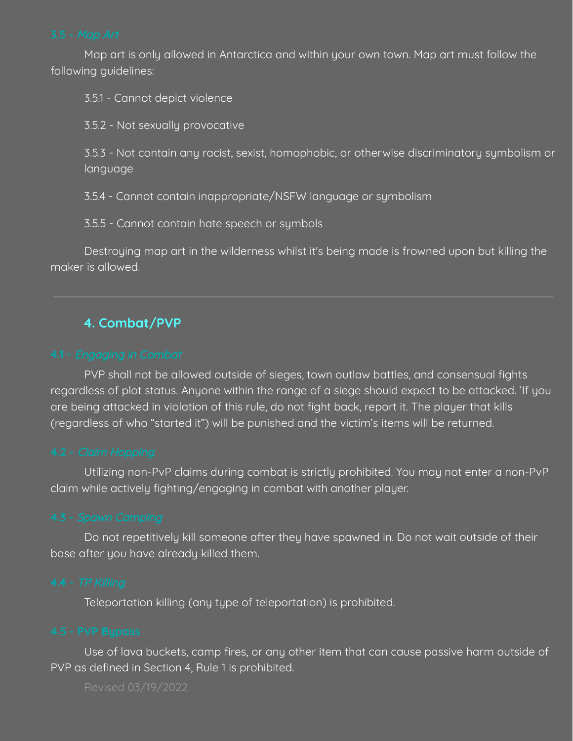### 3.5 - *Map Art*

Map art is only allowed in Antarctica and within your own town. Map art must follow the following guidelines:

3.5.1 - Cannot depict violence

3.5.2 - Not sexually provocative

3.5.3 - Not contain any racist, sexist, homophobic, or otherwise discriminatory symbolism or language

3.5.4 - Cannot contain inappropriate/NSFW language or symbolism

3.5.5 - Cannot contain hate speech or symbols

Destroying map art in the wilderness whilst it's being made is frowned upon but killing the maker is allowed.

---

## 4. Combat/PVP

### 4.1 - *Engaging in Combat*

PVP shall not be allowed outside of sieges, town outlaw battles, and consensual fights regardless of plot status. Anyone within the range of a siege should expect to be attacked. 'If you are being attacked in violation of this rule, do not fight back, report it. The player that kills (regardless of who "started it") will be punished and the victim's items will be returned.

### 4.2 - *Claim Hopping*

Utilizing non-PvP claims during combat is strictly prohibited. You may not enter a non-PvP claim while actively fighting/engaging in combat with another player.

### 4.3 - *Spawn Camping*

Do not repetitively kill someone after they have spawned in. Do not wait outside of their base after you have already killed them.

### 4.4 - *TP Killing*

Teleportation killing (any type of teleportation) is prohibited.

### 4.5 - PVP Bypass

Use of lava buckets, camp fires, or any other item that can cause passive harm outside of PVP as defined in Section 4, Rule 1 is prohibited.

Revised 03/19/2022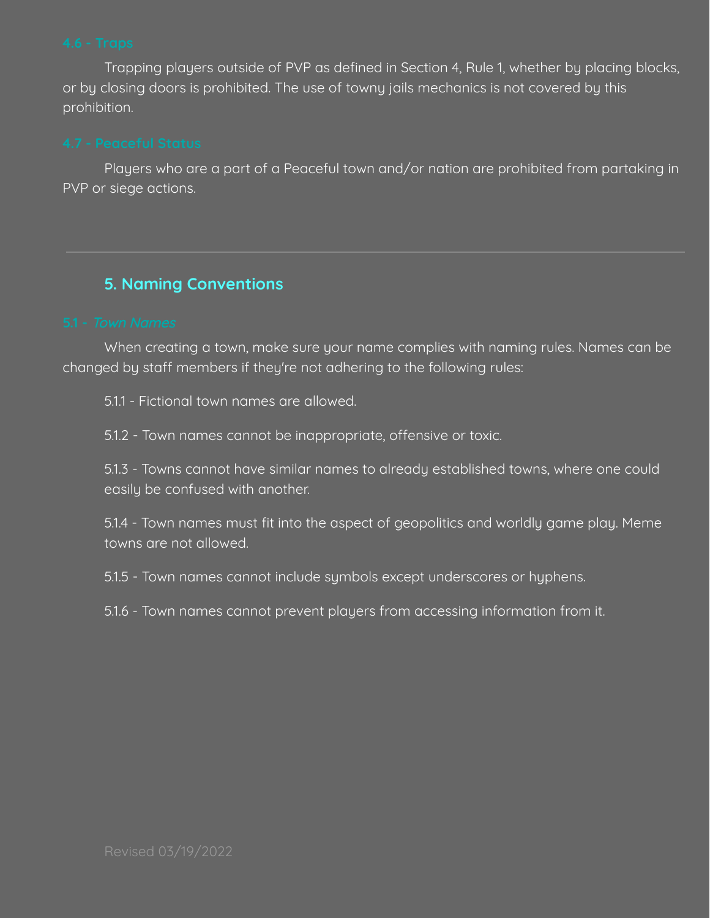### 4.6 - Traps

Trapping players outside of PVP as defined in Section 4, Rule 1, whether by placing blocks, or by closing doors is prohibited. The use of towny jails mechanics is not covered by this prohibition.

### 4.7 - Peaceful Status

Players who are a part of a Peaceful town and/or nation are prohibited from partaking in PVP or siege actions.

---

## 5. Naming Conventions

### 5.1 - *Town Names*

When creating a town, make sure your name complies with naming rules. Names can be changed by staff members if they're not adhering to the following rules:

5.1.1 - Fictional town names are allowed.

5.1.2 - Town names cannot be inappropriate, offensive or toxic.

5.1.3 - Towns cannot have similar names to already established towns, where one could easily be confused with another.

5.1.4 - Town names must fit into the aspect of geopolitics and worldly game play. Meme towns are not allowed.

5.1.5 - Town names cannot include symbols except underscores or hyphens.

5.1.6 - Town names cannot prevent players from accessing information from it.

Revised 03/19/2022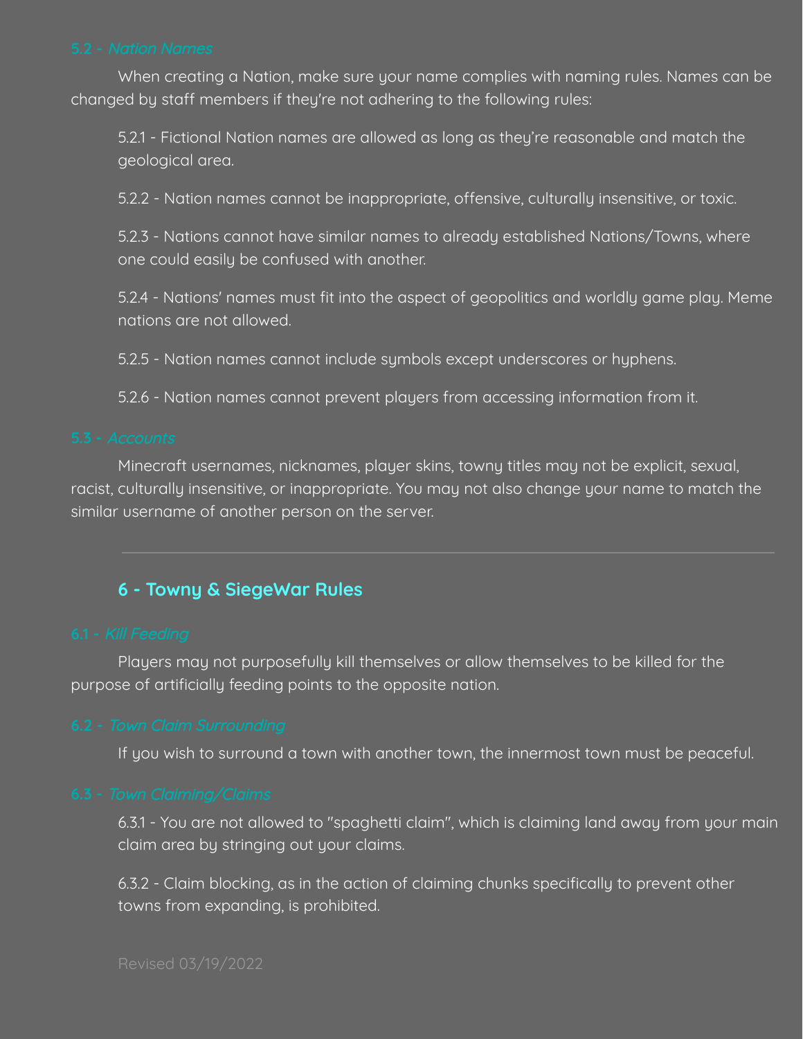### 5.2 - *Nation Names*

When creating a Nation, make sure your name complies with naming rules. Names can be changed by staff members if they're not adhering to the following rules:

5.2.1 - Fictional Nation names are allowed as long as they're reasonable and match the geological area.

5.2.2 - Nation names cannot be inappropriate, offensive, culturally insensitive, or toxic.

5.2.3 - Nations cannot have similar names to already established Nations/Towns, where one could easily be confused with another.

5.2.4 - Nations' names must fit into the aspect of geopolitics and worldly game play. Meme nations are not allowed.

5.2.5 - Nation names cannot include symbols except underscores or hyphens.

5.2.6 - Nation names cannot prevent players from accessing information from it.

### 5.3 - *Accounts*

Minecraft usernames, nicknames, player skins, towny titles may not be explicit, sexual, racist, culturally insensitive, or inappropriate. You may not also change your name to match the similar username of another person on the server.

---

## 6 - Towny & SiegeWar Rules

### 6.1 - *Kill Feeding*

Players may not purposefully kill themselves or allow themselves to be killed for the purpose of artificially feeding points to the opposite nation.

### 6.2 - *Town Claim Surrounding*

If you wish to surround a town with another town, the innermost town must be peaceful.

### 6.3 - *Town Claiming/Claims*

6.3.1 - You are not allowed to "spaghetti claim", which is claiming land away from your main claim area by stringing out your claims.

6.3.2 - Claim blocking, as in the action of claiming chunks specifically to prevent other towns from expanding, is prohibited.

Revised 03/19/2022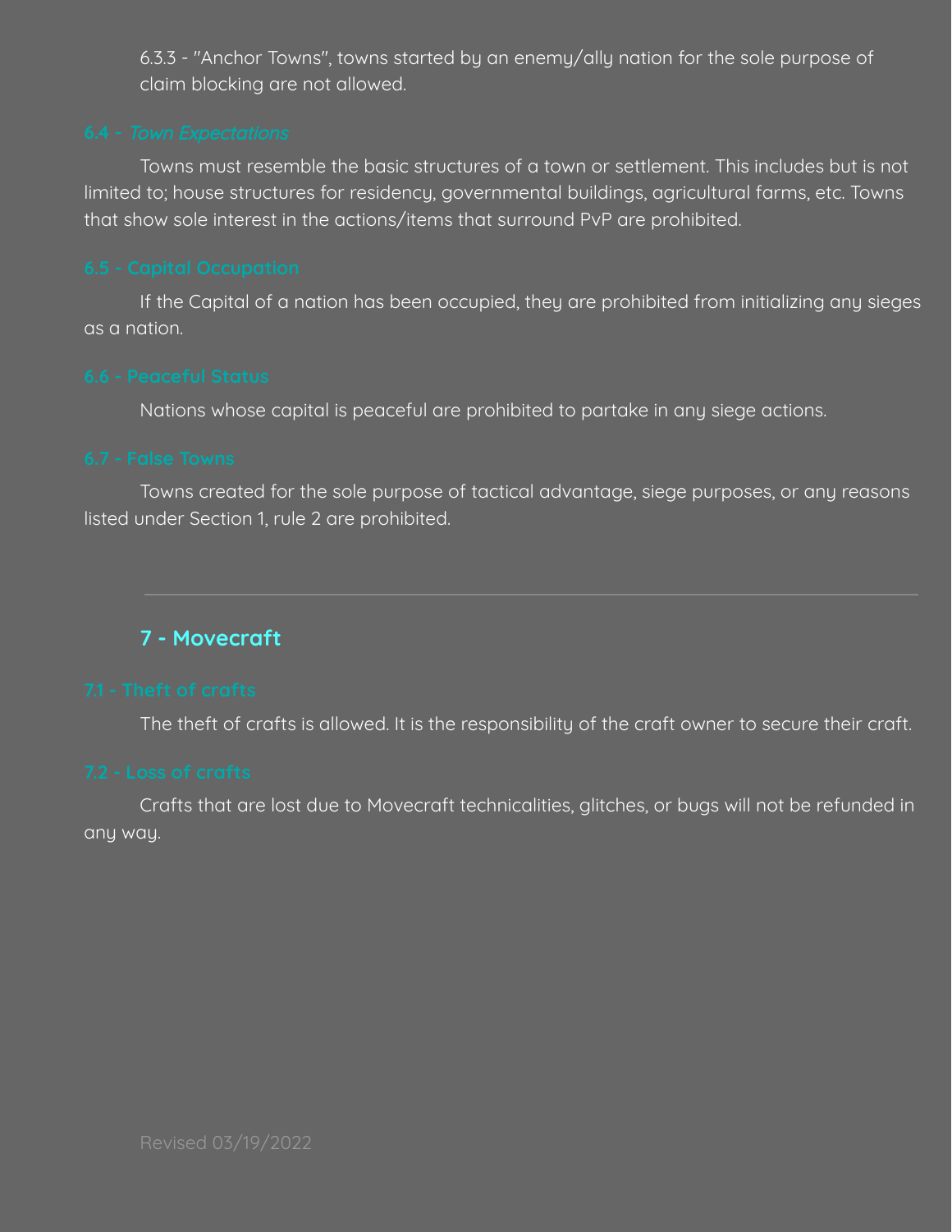6.3.3 - "Anchor Towns", towns started by an enemy/ally nation for the sole purpose of claim blocking are not allowed.

### 6.4 - *Town Expectations*

Towns must resemble the basic structures of a town or settlement. This includes but is not limited to; house structures for residency, governmental buildings, agricultural farms, etc. Towns that show sole interest in the actions/items that surround PvP are prohibited.

### 6.5 - Capital Occupation

If the Capital of a nation has been occupied, they are prohibited from initializing any sieges as a nation.

### 6.6 - Peaceful Status

Nations whose capital is peaceful are prohibited to partake in any siege actions.

### 6.7 - False Towns

Towns created for the sole purpose of tactical advantage, siege purposes, or any reasons listed under Section 1, rule 2 are prohibited.

---

## 7 - Movecraft

### 7.1 - Theft of crafts

The theft of crafts is allowed. It is the responsibility of the craft owner to secure their craft.

### 7.2 - Loss of crafts

Crafts that are lost due to Movecraft technicalities, glitches, or bugs will not be refunded in any way.

Revised 03/19/2022